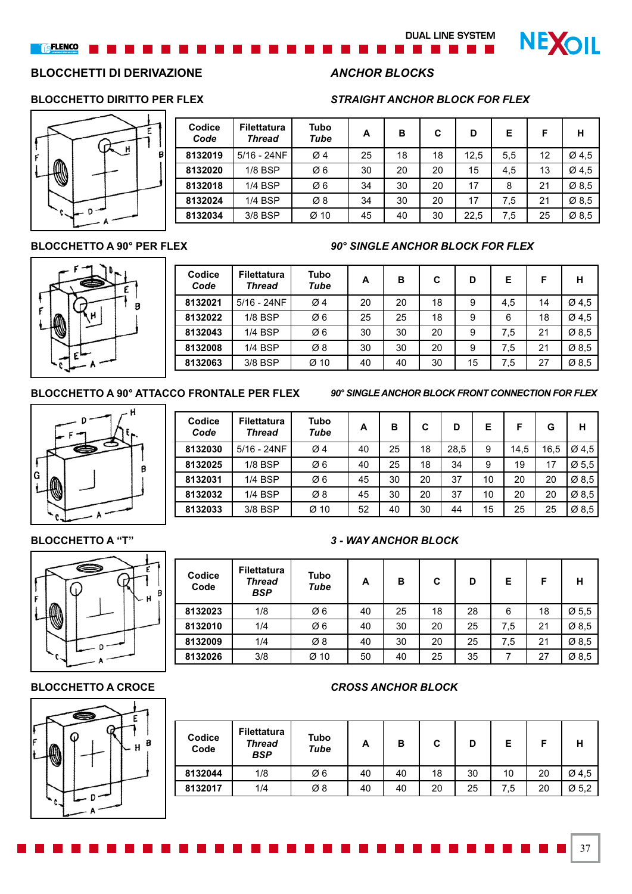## BLOCCHETTI DI DERIVAZIONE

## *ANCHOR BLOCKS*

### BLOCCHETTO DIRITTO PER FLEX

### *STRAIGHT ANCHOR BLOCK FOR FLEX*

| Codice *Code* | Filettatura *Thread* | Tubo *Tube* | A | B | C | D | E | F | H |
|---|---|---|---|---|---|---|---|---|---|
| 8132019 | 5/16 - 24NF | Ø 4 | 25 | 18 | 18 | 12,5 | 5,5 | 12 | Ø 4,5 |
| 8132020 | 1/8 BSP | Ø 6 | 30 | 20 | 20 | 15 | 4,5 | 13 | Ø 4,5 |
| 8132018 | 1/4 BSP | Ø 6 | 34 | 30 | 20 | 17 | 8 | 21 | Ø 8,5 |
| 8132024 | 1/4 BSP | Ø 8 | 34 | 30 | 20 | 17 | 7,5 | 21 | Ø 8,5 |
| 8132034 | 3/8 BSP | Ø 10 | 45 | 40 | 30 | 22,5 | 7,5 | 25 | Ø 8,5 |

### BLOCCHETTO A 90° PER FLEX

### *90° SINGLE ANCHOR BLOCK FOR FLEX*

| Codice *Code* | Filettatura *Thread* | Tubo *Tube* | A | B | C | D | E | F | H |
|---|---|---|---|---|---|---|---|---|---|
| 8132021 | 5/16 - 24NF | Ø 4 | 20 | 20 | 18 | 9 | 4,5 | 14 | Ø 4,5 |
| 8132022 | 1/8 BSP | Ø 6 | 25 | 25 | 18 | 9 | 6 | 18 | Ø 4,5 |
| 8132043 | 1/4 BSP | Ø 6 | 30 | 30 | 20 | 9 | 7,5 | 21 | Ø 8,5 |
| 8132008 | 1/4 BSP | Ø 8 | 30 | 30 | 20 | 9 | 7,5 | 21 | Ø 8,5 |
| 8132063 | 3/8 BSP | Ø 10 | 40 | 40 | 30 | 15 | 7,5 | 27 | Ø 8,5 |

### BLOCCHETTO A 90° ATTACCO FRONTALE PER FLEX

### *90° SINGLE ANCHOR BLOCK FRONT CONNECTION FOR FLEX*

| Codice *Code* | Filettatura *Thread* | Tubo *Tube* | A | B | C | D | E | F | G | H |
|---|---|---|---|---|---|---|---|---|---|---|
| 8132030 | 5/16 - 24NF | Ø 4 | 40 | 25 | 18 | 28,5 | 9 | 14,5 | 16,5 | Ø 4,5 |
| 8132025 | 1/8 BSP | Ø 6 | 40 | 25 | 18 | 34 | 9 | 19 | 17 | Ø 5,5 |
| 8132031 | 1/4 BSP | Ø 6 | 45 | 30 | 20 | 37 | 10 | 20 | 20 | Ø 8,5 |
| 8132032 | 1/4 BSP | Ø 8 | 45 | 30 | 20 | 37 | 10 | 20 | 20 | Ø 8,5 |
| 8132033 | 3/8 BSP | Ø 10 | 52 | 40 | 30 | 44 | 15 | 25 | 25 | Ø 8,5 |

### BLOCCHETTO A "T"

### *3 - WAY ANCHOR BLOCK*

| Codice Code | Filettatura *Thread* *BSP* | Tubo *Tube* | A | B | C | D | E | F | H |
|---|---|---|---|---|---|---|---|---|---|
| 8132023 | 1/8 | Ø 6 | 40 | 25 | 18 | 28 | 6 | 18 | Ø 5,5 |
| 8132010 | 1/4 | Ø 6 | 40 | 30 | 20 | 25 | 7,5 | 21 | Ø 8,5 |
| 8132009 | 1/4 | Ø 8 | 40 | 30 | 20 | 25 | 7,5 | 21 | Ø 8,5 |
| 8132026 | 3/8 | Ø 10 | 50 | 40 | 25 | 35 | 7 | 27 | Ø 8,5 |

### BLOCCHETTO A CROCE

### *CROSS ANCHOR BLOCK*

| Codice Code | Filettatura *Thread* *BSP* | Tubo *Tube* | A | B | C | D | E | F | H |
|---|---|---|---|---|---|---|---|---|---|
| 8132044 | 1/8 | Ø 6 | 40 | 40 | 18 | 30 | 10 | 20 | Ø 4,5 |
| 8132017 | 1/4 | Ø 8 | 40 | 40 | 20 | 25 | 7,5 | 20 | Ø 5,2 |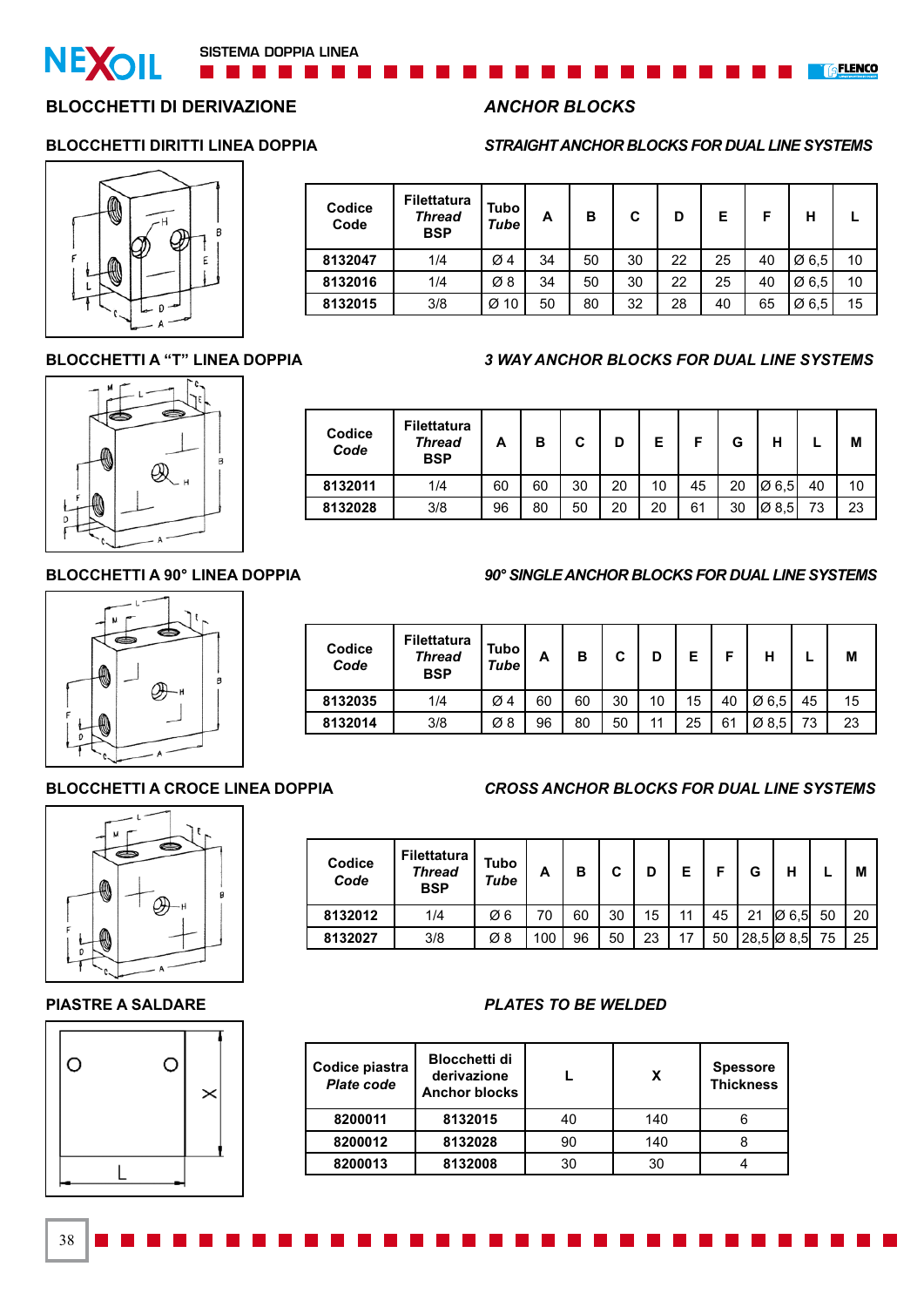## BLOCCHETTI DI DERIVAZIONE

## *ANCHOR BLOCKS*

### BLOCCHETTI DIRITTI LINEA DOPPIA

### *STRAIGHT ANCHOR BLOCKS FOR DUAL LINE SYSTEMS*

| Codice Code | Filettatura *Thread* BSP | Tubo *Tube* | A | B | C | D | E | F | H | L |
|---|---|---|---|---|---|---|---|---|---|---|
| 8132047 | 1/4 | Ø 4 | 34 | 50 | 30 | 22 | 25 | 40 | Ø 6,5 | 10 |
| 8132016 | 1/4 | Ø 8 | 34 | 50 | 30 | 22 | 25 | 40 | Ø 6,5 | 10 |
| 8132015 | 3/8 | Ø 10 | 50 | 80 | 32 | 28 | 40 | 65 | Ø 6,5 | 15 |

### BLOCCHETTI A "T" LINEA DOPPIA

### *3 WAY ANCHOR BLOCKS FOR DUAL LINE SYSTEMS*

| Codice *Code* | Filettatura *Thread* BSP | A | B | C | D | E | F | G | H | L | M |
|---|---|---|---|---|---|---|---|---|---|---|---|
| 8132011 | 1/4 | 60 | 60 | 30 | 20 | 10 | 45 | 20 | Ø 6,5 | 40 | 10 |
| 8132028 | 3/8 | 96 | 80 | 50 | 20 | 20 | 61 | 30 | Ø 8,5 | 73 | 23 |

### BLOCCHETTI A 90° LINEA DOPPIA

### *90° SINGLE ANCHOR BLOCKS FOR DUAL LINE SYSTEMS*

| Codice *Code* | Filettatura *Thread* BSP | Tubo *Tube* | A | B | C | D | E | F | H | L | M |
|---|---|---|---|---|---|---|---|---|---|---|---|
| 8132035 | 1/4 | Ø 4 | 60 | 60 | 30 | 10 | 15 | 40 | Ø 6,5 | 45 | 15 |
| 8132014 | 3/8 | Ø 8 | 96 | 80 | 50 | 11 | 25 | 61 | Ø 8,5 | 73 | 23 |

### BLOCCHETTI A CROCE LINEA DOPPIA

### *CROSS ANCHOR BLOCKS FOR DUAL LINE SYSTEMS*

| Codice *Code* | Filettatura *Thread* BSP | Tubo *Tube* | A | B | C | D | E | F | G | H | L | M |
|---|---|---|---|---|---|---|---|---|---|---|---|---|
| 8132012 | 1/4 | Ø 6 | 70 | 60 | 30 | 15 | 11 | 45 | 21 | Ø 6,5 | 50 | 20 |
| 8132027 | 3/8 | Ø 8 | 100 | 96 | 50 | 23 | 17 | 50 | 28,5 | Ø 8,5 | 75 | 25 |

### PIASTRE A SALDARE

### *PLATES TO BE WELDED*

| Codice piastra *Plate code* | Blocchetti di derivazione Anchor blocks | L | X | Spessore Thickness |
|---|---|---|---|---|
| 8200011 | 8132015 | 40 | 140 | 6 |
| 8200012 | 8132028 | 90 | 140 | 8 |
| 8200013 | 8132008 | 30 | 30 | 4 |